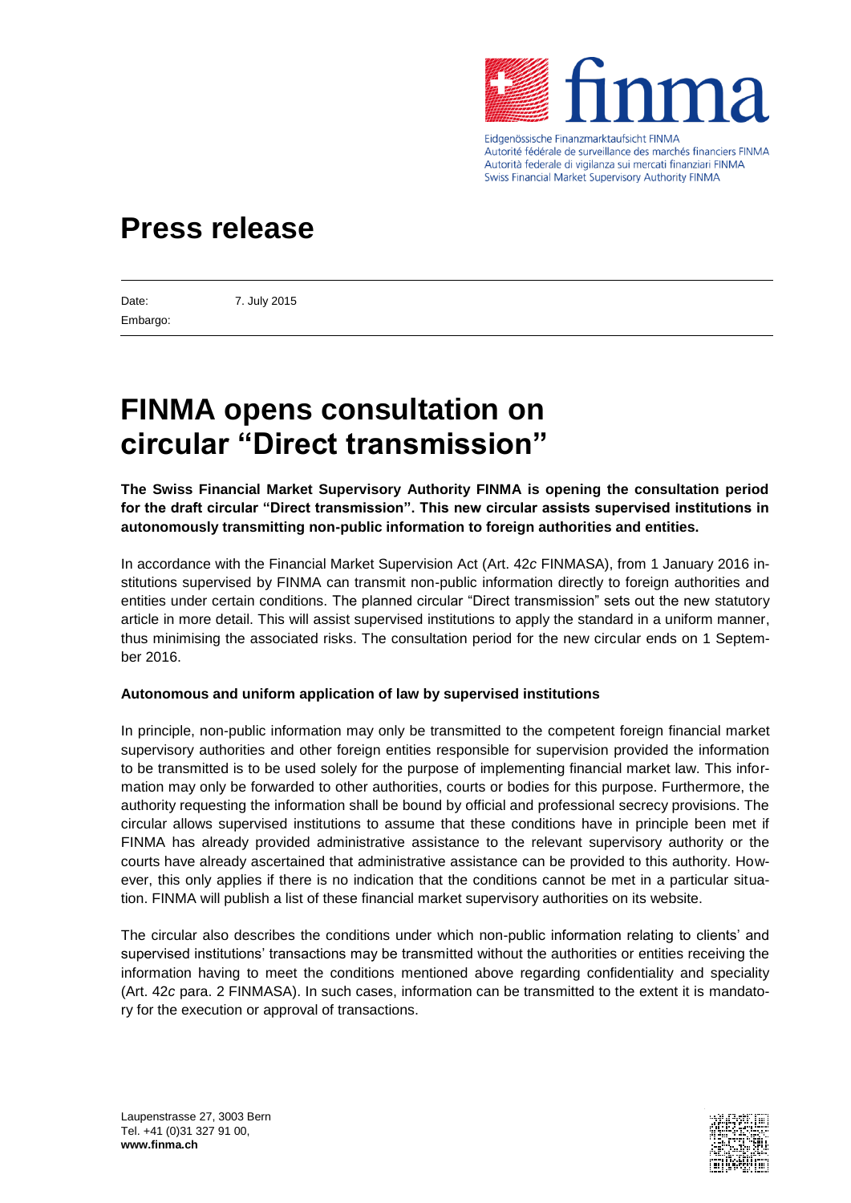Eidgenössische Finanzmarktaufsicht FINMA
Autorité fédérale de surveillance des marchés financiers FINMA
Autorità federale di vigilanza sui mercati finanziari FINMA
Swiss Financial Market Supervisory Authority FINMA

# Press release

Date: 7. July 2015
Embargo:

# FINMA opens consultation on circular "Direct transmission"

**The Swiss Financial Market Supervisory Authority FINMA is opening the consultation period for the draft circular "Direct transmission". This new circular assists supervised institutions in autonomously transmitting non-public information to foreign authorities and entities.**

In accordance with the Financial Market Supervision Act (Art. 42*c* FINMASA), from 1 January 2016 institutions supervised by FINMA can transmit non-public information directly to foreign authorities and entities under certain conditions. The planned circular "Direct transmission" sets out the new statutory article in more detail. This will assist supervised institutions to apply the standard in a uniform manner, thus minimising the associated risks. The consultation period for the new circular ends on 1 September 2016.

### Autonomous and uniform application of law by supervised institutions

In principle, non-public information may only be transmitted to the competent foreign financial market supervisory authorities and other foreign entities responsible for supervision provided the information to be transmitted is to be used solely for the purpose of implementing financial market law. This information may only be forwarded to other authorities, courts or bodies for this purpose. Furthermore, the authority requesting the information shall be bound by official and professional secrecy provisions. The circular allows supervised institutions to assume that these conditions have in principle been met if FINMA has already provided administrative assistance to the relevant supervisory authority or the courts have already ascertained that administrative assistance can be provided to this authority. However, this only applies if there is no indication that the conditions cannot be met in a particular situation. FINMA will publish a list of these financial market supervisory authorities on its website.

The circular also describes the conditions under which non-public information relating to clients' and supervised institutions' transactions may be transmitted without the authorities or entities receiving the information having to meet the conditions mentioned above regarding confidentiality and speciality (Art. 42*c* para. 2 FINMASA). In such cases, information can be transmitted to the extent it is mandatory for the execution or approval of transactions.

Laupenstrasse 27, 3003 Bern
Tel. +41 (0)31 327 91 00,
**www.finma.ch**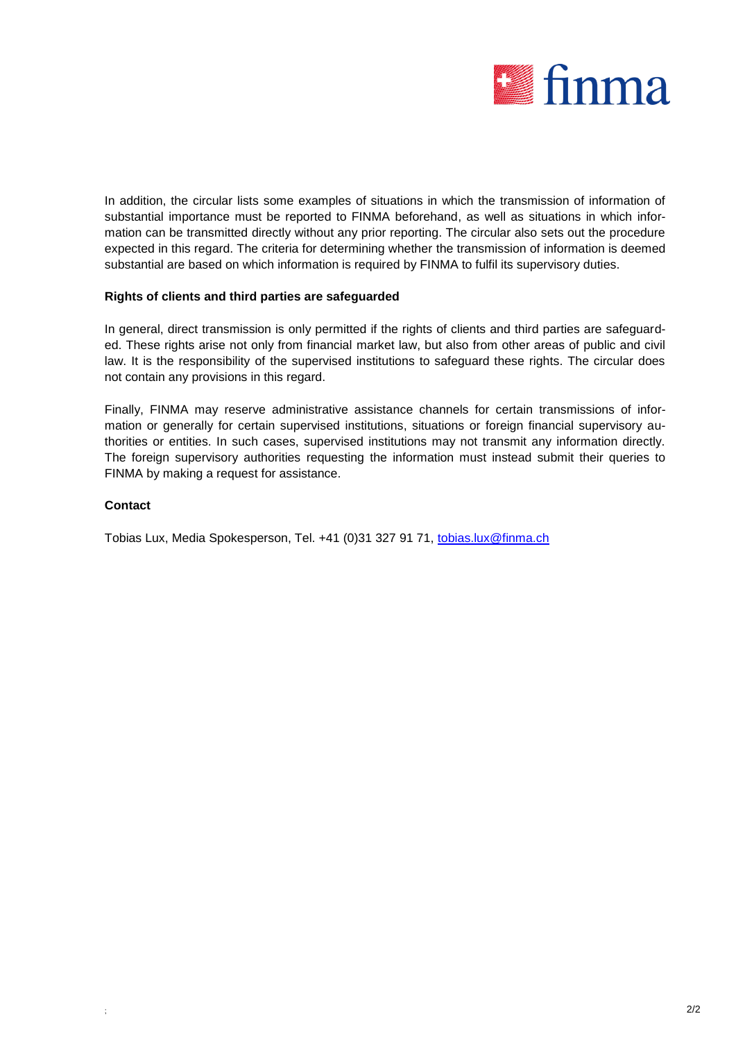In addition, the circular lists some examples of situations in which the transmission of information of substantial importance must be reported to FINMA beforehand, as well as situations in which information can be transmitted directly without any prior reporting. The circular also sets out the procedure expected in this regard. The criteria for determining whether the transmission of information is deemed substantial are based on which information is required by FINMA to fulfil its supervisory duties.

**Rights of clients and third parties are safeguarded**

In general, direct transmission is only permitted if the rights of clients and third parties are safeguarded. These rights arise not only from financial market law, but also from other areas of public and civil law. It is the responsibility of the supervised institutions to safeguard these rights. The circular does not contain any provisions in this regard.

Finally, FINMA may reserve administrative assistance channels for certain transmissions of information or generally for certain supervised institutions, situations or foreign financial supervisory authorities or entities. In such cases, supervised institutions may not transmit any information directly. The foreign supervisory authorities requesting the information must instead submit their queries to FINMA by making a request for assistance.

**Contact**

Tobias Lux, Media Spokesperson, Tel. +41 (0)31 327 91 71, tobias.lux@finma.ch